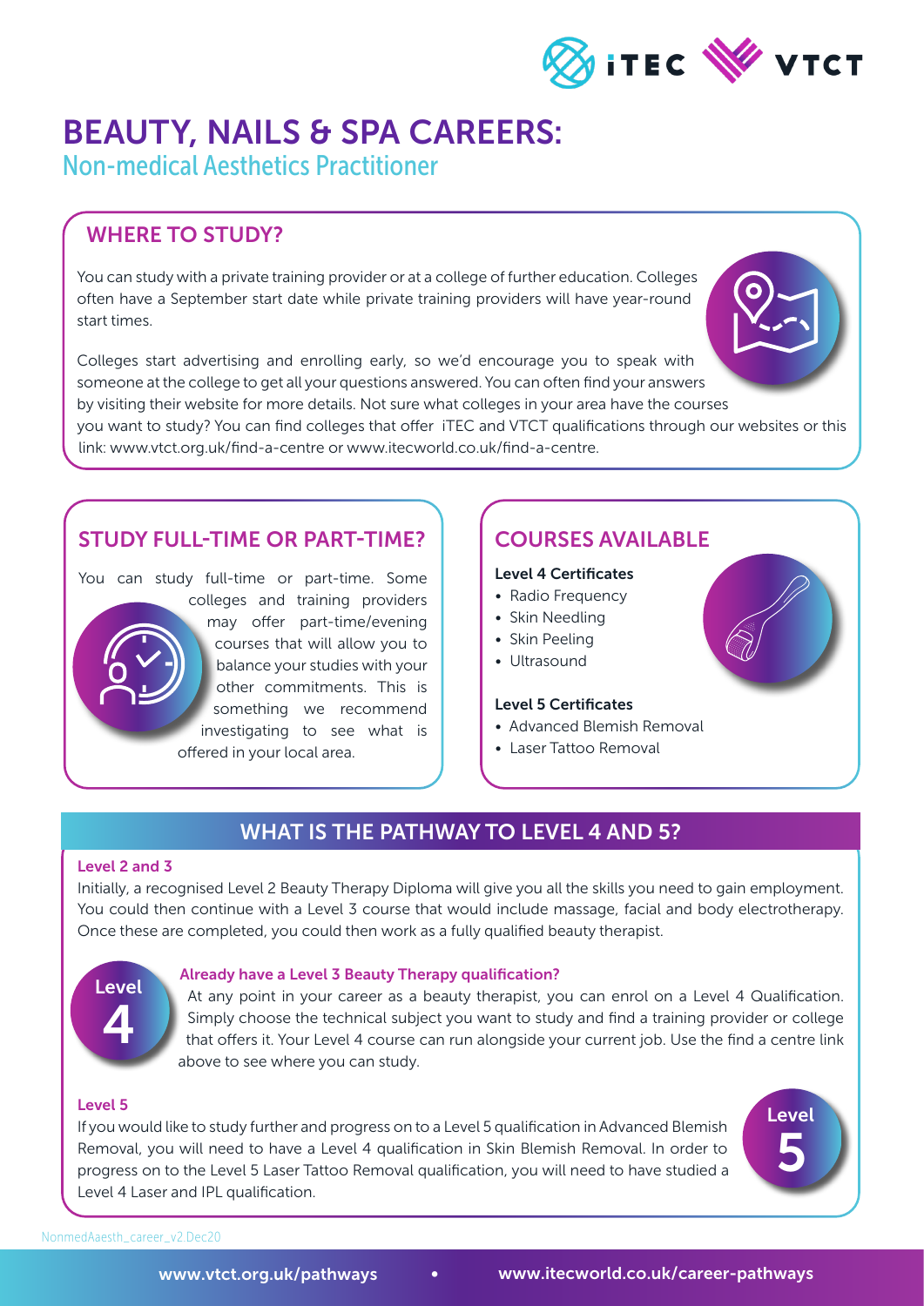# BEAUTY, NAILS & SPA CAREERS:

## Non-medical Aesthetics Practitioner

### WHERE TO STUDY?

You can study with a private training provider or at a college of further education. Colleges often have a September start date while private training providers will have year-round start times.

Colleges start advertising and enrolling early, so we'd encourage you to speak with someone at the college to get all your questions answered. You can often find your answers by visiting their website for more details. Not sure what colleges in your area have the courses you want to study? You can find colleges that offer iTEC and VTCT qualifications through our websites or this link: www.vtct.org.uk/find-a-centre or www.itecworld.co.uk/find-a-centre.

### STUDY FULL-TIME OR PART-TIME?

You can study full-time or part-time. Some colleges and training providers may offer part-time/evening courses that will allow you to balance your studies with your other commitments. This is something we recommend investigating to see what is offered in your local area.

### COURSES AVAILABLE

**Level 4 Certificates**

- Radio Frequency
- Skin Needling
- Skin Peeling
- Ultrasound

**Level 5 Certificates**

- Advanced Blemish Removal
- Laser Tattoo Removal

### WHAT IS THE PATHWAY TO LEVEL 4 AND 5?

**Level 2 and 3**

Initially, a recognised Level 2 Beauty Therapy Diploma will give you all the skills you need to gain employment. You could then continue with a Level 3 course that would include massage, facial and body electrotherapy. Once these are completed, you could then work as a fully qualified beauty therapist.

**Already have a Level 3 Beauty Therapy qualification?**

At any point in your career as a beauty therapist, you can enrol on a Level 4 Qualification. Simply choose the technical subject you want to study and find a training provider or college that offers it. Your Level 4 course can run alongside your current job. Use the find a centre link above to see where you can study.

**Level 5**

If you would like to study further and progress on to a Level 5 qualification in Advanced Blemish Removal, you will need to have a Level 4 qualification in Skin Blemish Removal. In order to progress on to the Level 5 Laser Tattoo Removal qualification, you will need to have studied a Level 4 Laser and IPL qualification.

NonmedAaesth_career_v2.Dec20

www.vtct.org.uk/pathways • www.itecworld.co.uk/career-pathways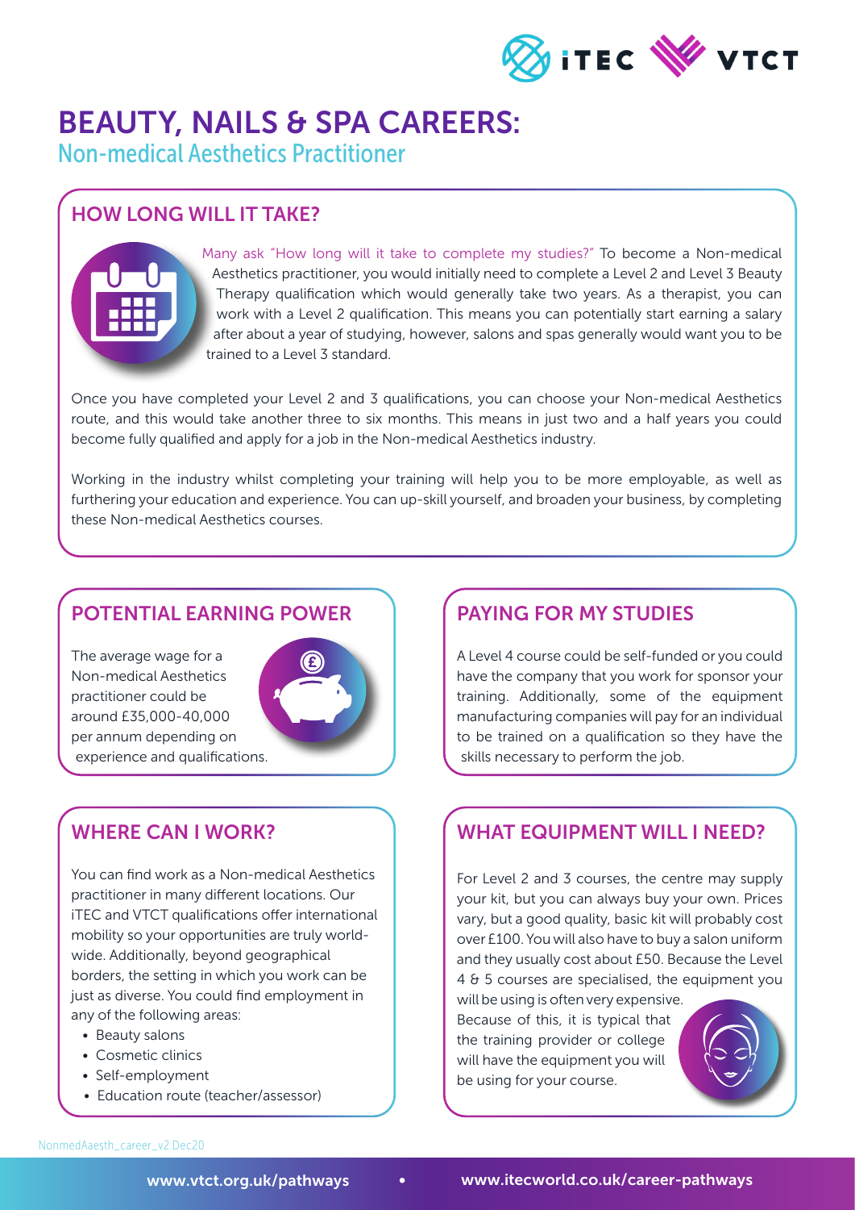# BEAUTY, NAILS & SPA CAREERS:

## Non-medical Aesthetics Practitioner

### HOW LONG WILL IT TAKE?

Many ask "How long will it take to complete my studies?" To become a Non-medical Aesthetics practitioner, you would initially need to complete a Level 2 and Level 3 Beauty Therapy qualification which would generally take two years. As a therapist, you can work with a Level 2 qualification. This means you can potentially start earning a salary after about a year of studying, however, salons and spas generally would want you to be trained to a Level 3 standard.

Once you have completed your Level 2 and 3 qualifications, you can choose your Non-medical Aesthetics route, and this would take another three to six months. This means in just two and a half years you could become fully qualified and apply for a job in the Non-medical Aesthetics industry.

Working in the industry whilst completing your training will help you to be more employable, as well as furthering your education and experience. You can up-skill yourself, and broaden your business, by completing these Non-medical Aesthetics courses.

### POTENTIAL EARNING POWER

The average wage for a Non-medical Aesthetics practitioner could be around £35,000-40,000 per annum depending on experience and qualifications.

### PAYING FOR MY STUDIES

A Level 4 course could be self-funded or you could have the company that you work for sponsor your training. Additionally, some of the equipment manufacturing companies will pay for an individual to be trained on a qualification so they have the skills necessary to perform the job.

### WHERE CAN I WORK?

You can find work as a Non-medical Aesthetics practitioner in many different locations. Our iTEC and VTCT qualifications offer international mobility so your opportunities are truly world-wide. Additionally, beyond geographical borders, the setting in which you work can be just as diverse. You could find employment in any of the following areas:

- Beauty salons
- Cosmetic clinics
- Self-employment
- Education route (teacher/assessor)

### WHAT EQUIPMENT WILL I NEED?

For Level 2 and 3 courses, the centre may supply your kit, but you can always buy your own. Prices vary, but a good quality, basic kit will probably cost over £100. You will also have to buy a salon uniform and they usually cost about £50. Because the Level 4 & 5 courses are specialised, the equipment you will be using is often very expensive. Because of this, it is typical that the training provider or college will have the equipment you will be using for your course.

NonmedAaesth_career_v2.Dec20

www.vtct.org.uk/pathways • www.itecworld.co.uk/career-pathways